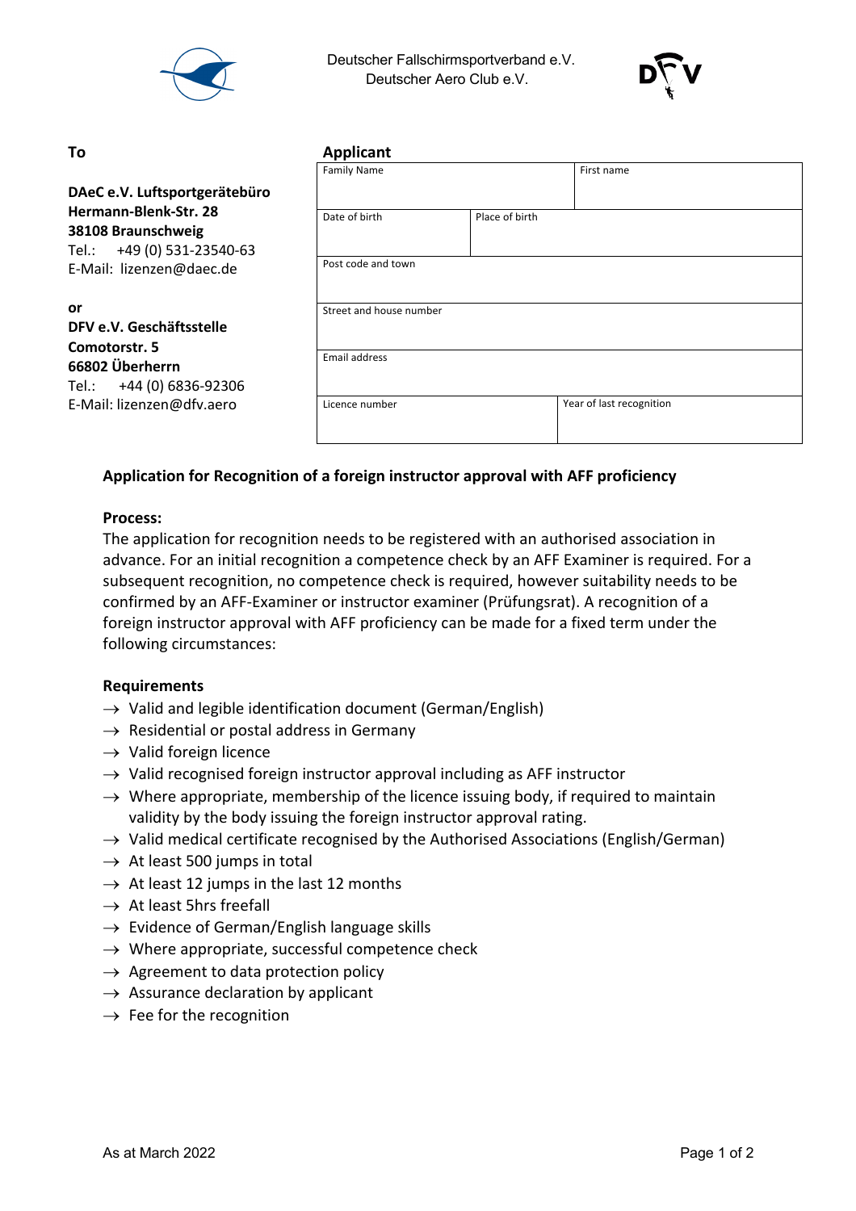Deutscher Fallschirmsportverband e.V.
Deutscher Aero Club e.V.

**To**

**DAeC e.V. Luftsportgerätebüro**
**Hermann-Blenk-Str. 28**
**38108 Braunschweig**
Tel.: +49 (0) 531-23540-63
E-Mail: lizenzen@daec.de

**or**
**DFV e.V. Geschäftsstelle**
**Comotorstr. 5**
**66802 Überherrn**
Tel.: +44 (0) 6836-92306
E-Mail: lizenzen@dfv.aero

**Applicant**

| Family Name | | First name |
|---|---|---|
| Date of birth | Place of birth | |
| Post code and town | | |
| Street and house number | | |
| Email address | | |
| Licence number | | Year of last recognition |

**Application for Recognition of a foreign instructor approval with AFF proficiency**

**Process:**
The application for recognition needs to be registered with an authorised association in advance. For an initial recognition a competence check by an AFF Examiner is required. For a subsequent recognition, no competence check is required, however suitability needs to be confirmed by an AFF-Examiner or instructor examiner (Prüfungsrat). A recognition of a foreign instructor approval with AFF proficiency can be made for a fixed term under the following circumstances:

**Requirements**

- → Valid and legible identification document (German/English)
- → Residential or postal address in Germany
- → Valid foreign licence
- → Valid recognised foreign instructor approval including as AFF instructor
- → Where appropriate, membership of the licence issuing body, if required to maintain validity by the body issuing the foreign instructor approval rating.
- → Valid medical certificate recognised by the Authorised Associations (English/German)
- → At least 500 jumps in total
- → At least 12 jumps in the last 12 months
- → At least 5hrs freefall
- → Evidence of German/English language skills
- → Where appropriate, successful competence check
- → Agreement to data protection policy
- → Assurance declaration by applicant
- → Fee for the recognition

As at March 2022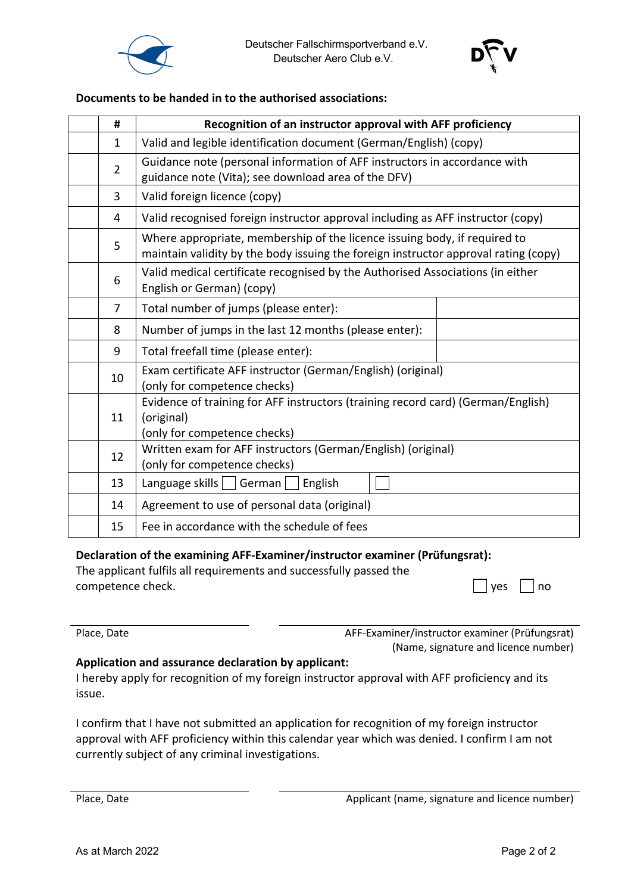Deutscher Fallschirmsportverband e.V.
Deutscher Aero Club e.V.

**Documents to be handed in to the authorised associations:**

| | # | Recognition of an instructor approval with AFF proficiency | |
|---|---|---|---|
| | 1 | Valid and legible identification document (German/English) (copy) | |
| | 2 | Guidance note (personal information of AFF instructors in accordance with guidance note (Vita); see download area of the DFV) | |
| | 3 | Valid foreign licence (copy) | |
| | 4 | Valid recognised foreign instructor approval including as AFF instructor (copy) | |
| | 5 | Where appropriate, membership of the licence issuing body, if required to maintain validity by the body issuing the foreign instructor approval rating (copy) | |
| | 6 | Valid medical certificate recognised by the Authorised Associations (in either English or German) (copy) | |
| | 7 | Total number of jumps (please enter): | |
| | 8 | Number of jumps in the last 12 months (please enter): | |
| | 9 | Total freefall time (please enter): | |
| | 10 | Exam certificate AFF instructor (German/English) (original) (only for competence checks) | |
| | 11 | Evidence of training for AFF instructors (training record card) (German/English) (original) (only for competence checks) | |
| | 12 | Written exam for AFF instructors (German/English) (original) (only for competence checks) | |
| | 13 | Language skills ☐ German ☐ English | ☐ |
| | 14 | Agreement to use of personal data (original) | |
| | 15 | Fee in accordance with the schedule of fees | |

**Declaration of the examining AFF-Examiner/instructor examiner (Prüfungsrat):**

The applicant fulfils all requirements and successfully passed the competence check. ☐ yes ☐ no

Place, Date

AFF-Examiner/instructor examiner (Prüfungsrat)
(Name, signature and licence number)

**Application and assurance declaration by applicant:**

I hereby apply for recognition of my foreign instructor approval with AFF proficiency and its issue.

I confirm that I have not submitted an application for recognition of my foreign instructor approval with AFF proficiency within this calendar year which was denied. I confirm I am not currently subject of any criminal investigations.

Place, Date

Applicant (name, signature and licence number)

As at March 2022